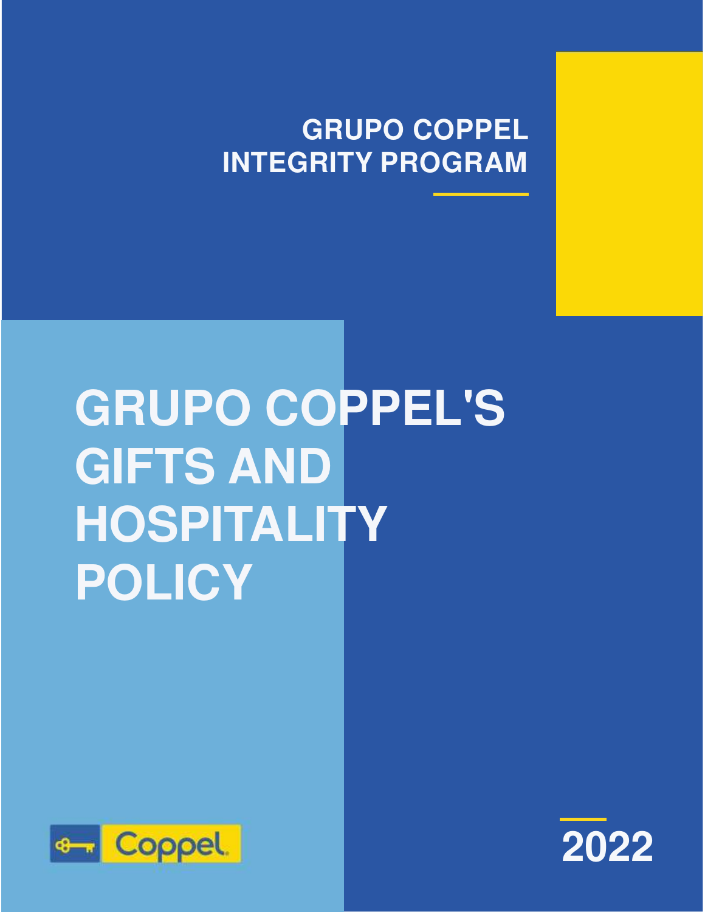GRUPO COPPEL
INTEGRITY PROGRAM

# GRUPO COPPEL'S GIFTS AND HOSPITALITY POLICY

Coppel.

2022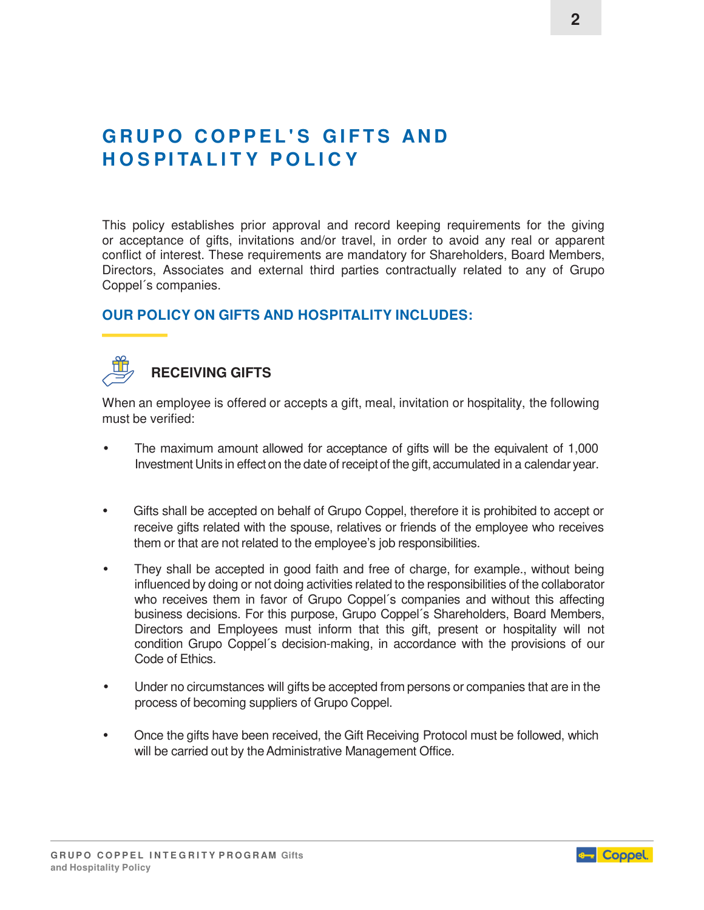# GRUPO COPPEL'S GIFTS AND HOSPITALITY POLICY

This policy establishes prior approval and record keeping requirements for the giving or acceptance of gifts, invitations and/or travel, in order to avoid any real or apparent conflict of interest. These requirements are mandatory for Shareholders, Board Members, Directors, Associates and external third parties contractually related to any of Grupo Coppel´s companies.

## OUR POLICY ON GIFTS AND HOSPITALITY INCLUDES:

### RECEIVING GIFTS

When an employee is offered or accepts a gift, meal, invitation or hospitality, the following must be verified:

- The maximum amount allowed for acceptance of gifts will be the equivalent of 1,000 Investment Units in effect on the date of receipt of the gift, accumulated in a calendar year.
- Gifts shall be accepted on behalf of Grupo Coppel, therefore it is prohibited to accept or receive gifts related with the spouse, relatives or friends of the employee who receives them or that are not related to the employee's job responsibilities.
- They shall be accepted in good faith and free of charge, for example., without being influenced by doing or not doing activities related to the responsibilities of the collaborator who receives them in favor of Grupo Coppel´s companies and without this affecting business decisions. For this purpose, Grupo Coppel´s Shareholders, Board Members, Directors and Employees must inform that this gift, present or hospitality will not condition Grupo Coppel´s decision-making, in accordance with the provisions of our Code of Ethics.
- Under no circumstances will gifts be accepted from persons or companies that are in the process of becoming suppliers of Grupo Coppel.
- Once the gifts have been received, the Gift Receiving Protocol must be followed, which will be carried out by the Administrative Management Office.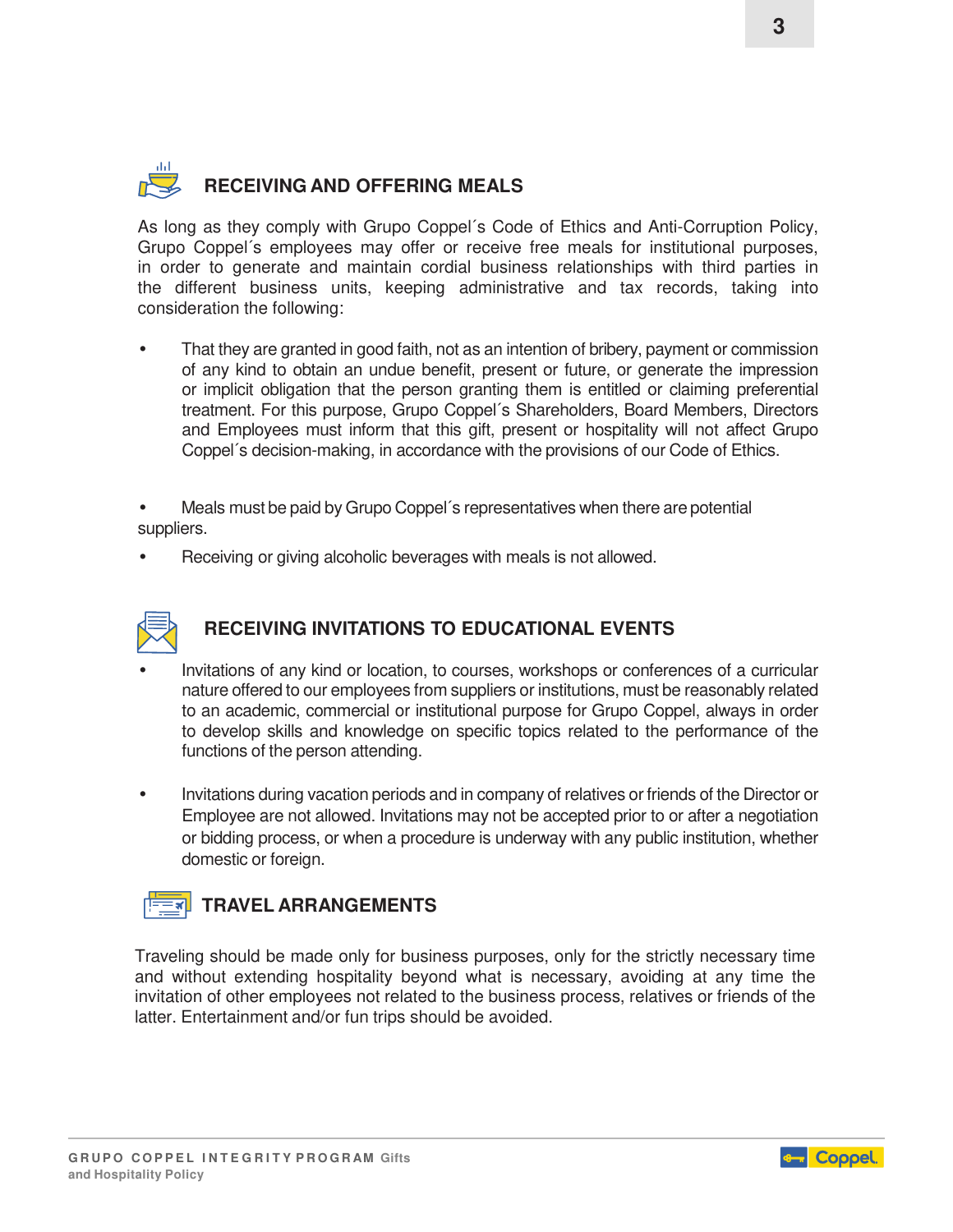## RECEIVING AND OFFERING MEALS

As long as they comply with Grupo Coppel´s Code of Ethics and Anti-Corruption Policy, Grupo Coppel´s employees may offer or receive free meals for institutional purposes, in order to generate and maintain cordial business relationships with third parties in the different business units, keeping administrative and tax records, taking into consideration the following:

- That they are granted in good faith, not as an intention of bribery, payment or commission of any kind to obtain an undue benefit, present or future, or generate the impression or implicit obligation that the person granting them is entitled or claiming preferential treatment. For this purpose, Grupo Coppel´s Shareholders, Board Members, Directors and Employees must inform that this gift, present or hospitality will not affect Grupo Coppel´s decision-making, in accordance with the provisions of our Code of Ethics.

- Meals must be paid by Grupo Coppel´s representatives when there are potential suppliers.
- Receiving or giving alcoholic beverages with meals is not allowed.

## RECEIVING INVITATIONS TO EDUCATIONAL EVENTS

- Invitations of any kind or location, to courses, workshops or conferences of a curricular nature offered to our employees from suppliers or institutions, must be reasonably related to an academic, commercial or institutional purpose for Grupo Coppel, always in order to develop skills and knowledge on specific topics related to the performance of the functions of the person attending.

- Invitations during vacation periods and in company of relatives or friends of the Director or Employee are not allowed. Invitations may not be accepted prior to or after a negotiation or bidding process, or when a procedure is underway with any public institution, whether domestic or foreign.

## TRAVEL ARRANGEMENTS

Traveling should be made only for business purposes, only for the strictly necessary time and without extending hospitality beyond what is necessary, avoiding at any time the invitation of other employees not related to the business process, relatives or friends of the latter. Entertainment and/or fun trips should be avoided.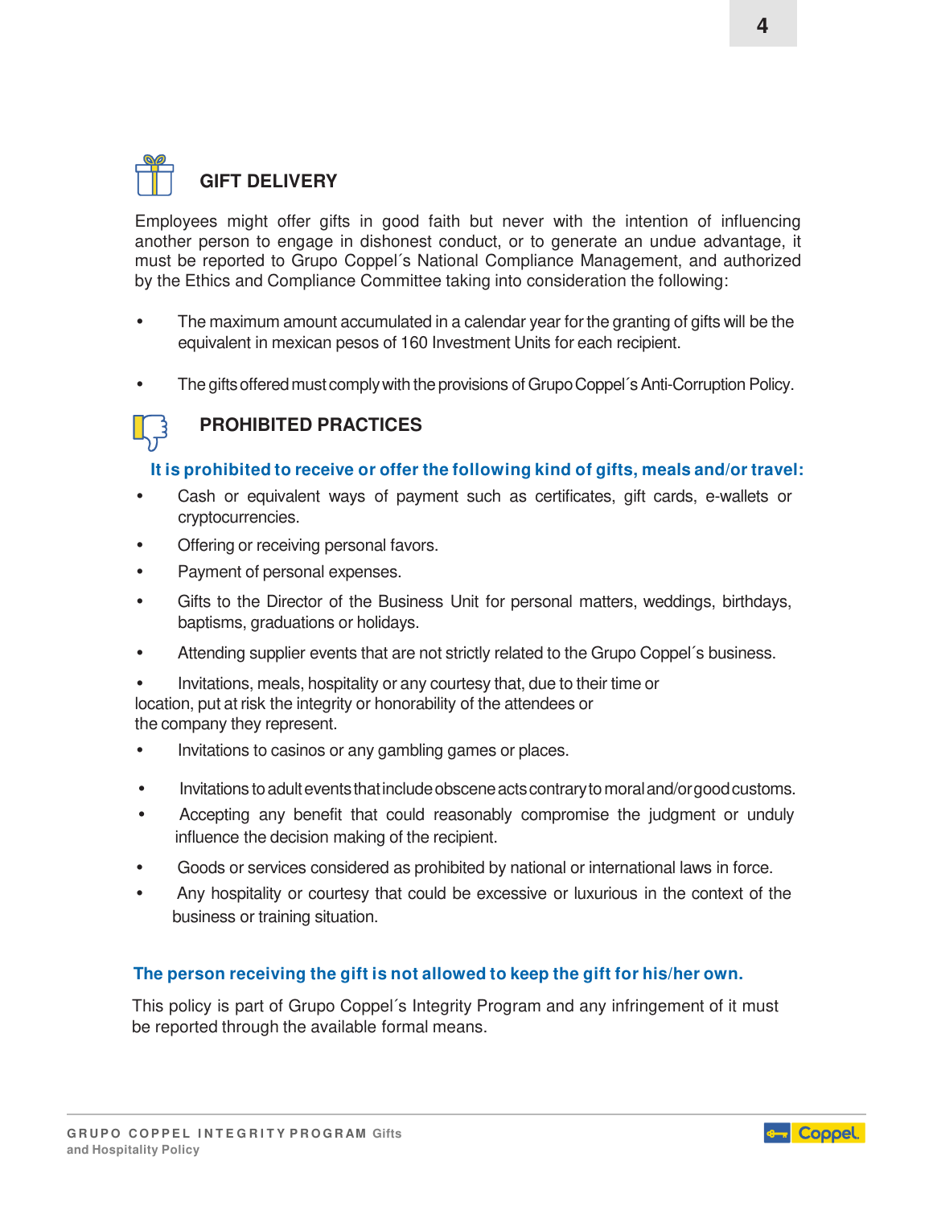## GIFT DELIVERY

Employees might offer gifts in good faith but never with the intention of influencing another person to engage in dishonest conduct, or to generate an undue advantage, it must be reported to Grupo Coppel´s National Compliance Management, and authorized by the Ethics and Compliance Committee taking into consideration the following:

- The maximum amount accumulated in a calendar year for the granting of gifts will be the equivalent in mexican pesos of 160 Investment Units for each recipient.
- The gifts offered must comply with the provisions of Grupo Coppel´s Anti-Corruption Policy.

## PROHIBITED PRACTICES

**It is prohibited to receive or offer the following kind of gifts, meals and/or travel:**

- Cash or equivalent ways of payment such as certificates, gift cards, e-wallets or cryptocurrencies.
- Offering or receiving personal favors.
- Payment of personal expenses.
- Gifts to the Director of the Business Unit for personal matters, weddings, birthdays, baptisms, graduations or holidays.
- Attending supplier events that are not strictly related to the Grupo Coppel´s business.
- Invitations, meals, hospitality or any courtesy that, due to their time or location, put at risk the integrity or honorability of the attendees or the company they represent.
- Invitations to casinos or any gambling games or places.
- Invitations to adult events that include obscene acts contrary to moral and/or good customs.
- Accepting any benefit that could reasonably compromise the judgment or unduly influence the decision making of the recipient.
- Goods or services considered as prohibited by national or international laws in force.
- Any hospitality or courtesy that could be excessive or luxurious in the context of the business or training situation.

**The person receiving the gift is not allowed to keep the gift for his/her own.**

This policy is part of Grupo Coppel´s Integrity Program and any infringement of it must be reported through the available formal means.